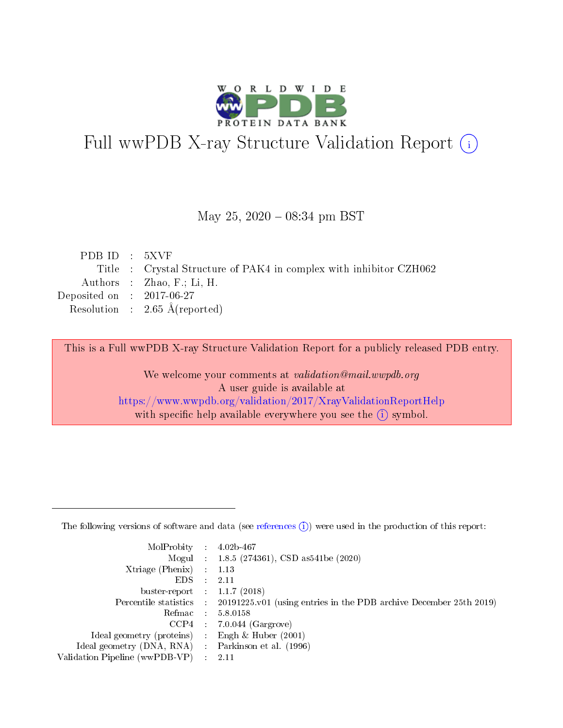# Full wwPDB X-ray Structure Validation Report (i)

May 25, 2020 – 08:34 pm BST

| | | |
|---|---|---|
| PDB ID | : | 5XVF |
| Title | : | Crystal Structure of PAK4 in complex with inhibitor CZH062 |
| Authors | : | Zhao, F.; Li, H. |
| Deposited on | : | 2017-06-27 |
| Resolution | : | 2.65 Å(reported) |

This is a Full wwPDB X-ray Structure Validation Report for a publicly released PDB entry.

We welcome your comments at *validation@mail.wwpdb.org*
A user guide is available at
https://www.wwpdb.org/validation/2017/XrayValidationReportHelp
with specific help available everywhere you see the (i) symbol.

---

The following versions of software and data (see references (i)) were used in the production of this report:

| | | |
|---|---|---|
| MolProbity | : | 4.02b-467 |
| Mogul | : | 1.8.5 (274361), CSD as541be (2020) |
| Xtriage (Phenix) | : | 1.13 |
| EDS | : | 2.11 |
| buster-report | : | 1.1.7 (2018) |
| Percentile statistics | : | 20191225.v01 (using entries in the PDB archive December 25th 2019) |
| Refmac | : | 5.8.0158 |
| CCP4 | : | 7.0.044 (Gargrove) |
| Ideal geometry (proteins) | : | Engh & Huber (2001) |
| Ideal geometry (DNA, RNA) | : | Parkinson et al. (1996) |
| Validation Pipeline (wwPDB-VP) | : | 2.11 |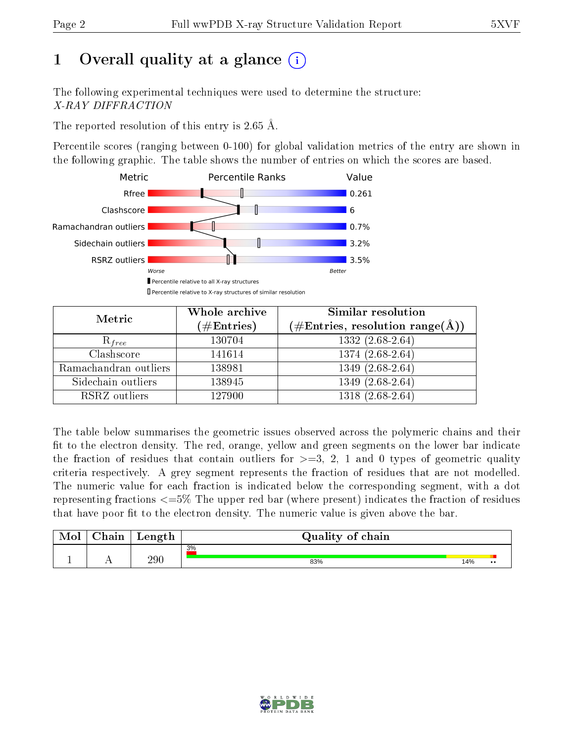# 1 Overall quality at a glance (i)

The following experimental techniques were used to determine the structure:
*X-RAY DIFFRACTION*

The reported resolution of this entry is 2.65 Å.

Percentile scores (ranging between 0-100) for global validation metrics of the entry are shown in the following graphic. The table shows the number of entries on which the scores are based.

| Metric | Value |
|---|---|
| Rfree | 0.261 |
| Clashscore | 6 |
| Ramachandran outliers | 0.7% |
| Sidechain outliers | 3.2% |
| RSRZ outliers | 3.5% |

Worse — Better

▮ Percentile relative to all X-ray structures
▯ Percentile relative to X-ray structures of similar resolution

| Metric | Whole archive (#Entries) | Similar resolution (#Entries, resolution range(Å)) |
|---|---|---|
| $R_{free}$ | 130704 | 1332 (2.68-2.64) |
| Clashscore | 141614 | 1374 (2.68-2.64) |
| Ramachandran outliers | 138981 | 1349 (2.68-2.64) |
| Sidechain outliers | 138945 | 1349 (2.68-2.64) |
| RSRZ outliers | 127900 | 1318 (2.68-2.64) |

The table below summarises the geometric issues observed across the polymeric chains and their fit to the electron density. The red, orange, yellow and green segments on the lower bar indicate the fraction of residues that contain outliers for >=3, 2, 1 and 0 types of geometric quality criteria respectively. A grey segment represents the fraction of residues that are not modelled. The numeric value for each fraction is indicated below the corresponding segment, with a dot representing fractions <=5% The upper red bar (where present) indicates the fraction of residues that have poor fit to the electron density. The numeric value is given above the bar.

| Mol | Chain | Length | Quality of chain |
|---|---|---|---|
| 1 | A | 290 | 3% (poor fit); 83%, 14%, •, • |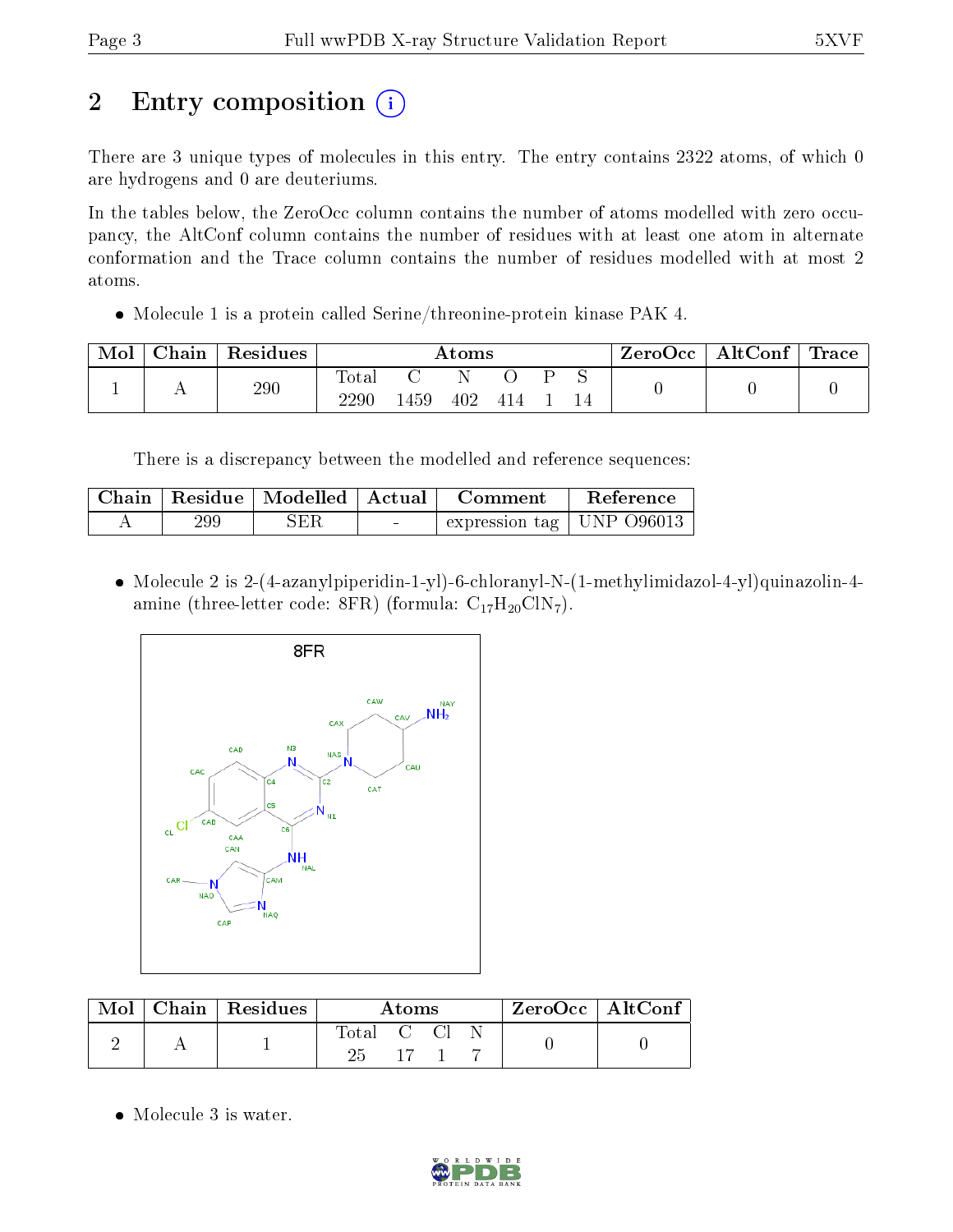# 2 Entry composition (i)

There are 3 unique types of molecules in this entry. The entry contains 2322 atoms, of which 0 are hydrogens and 0 are deuteriums.

In the tables below, the ZeroOcc column contains the number of atoms modelled with zero occupancy, the AltConf column contains the number of residues with at least one atom in alternate conformation and the Trace column contains the number of residues modelled with at most 2 atoms.

- Molecule 1 is a protein called Serine/threonine-protein kinase PAK 4.

| Mol | Chain | Residues | Atoms | | | | | | ZeroOcc | AltConf | Trace |
|---|---|---|---|---|---|---|---|---|---|---|---|
| | | | Total | C | N | O | P | S | | | |
| 1 | A | 290 | 2290 | 1459 | 402 | 414 | 1 | 14 | 0 | 0 | 0 |

There is a discrepancy between the modelled and reference sequences:

| Chain | Residue | Modelled | Actual | Comment | Reference |
|---|---|---|---|---|---|
| A | 299 | SER | - | expression tag | UNP O96013 |

- Molecule 2 is 2-(4-azanylpiperidin-1-yl)-6-chloranyl-N-(1-methylimidazol-4-yl)quinazolin-4-amine (three-letter code: 8FR) (formula: $C_{17}H_{20}ClN_7$).

| Mol | Chain | Residues | Atoms | | | | ZeroOcc | AltConf |
|---|---|---|---|---|---|---|---|---|
| | | | Total | C | Cl | N | | |
| 2 | A | 1 | 25 | 17 | 1 | 7 | 0 | 0 |

- Molecule 3 is water.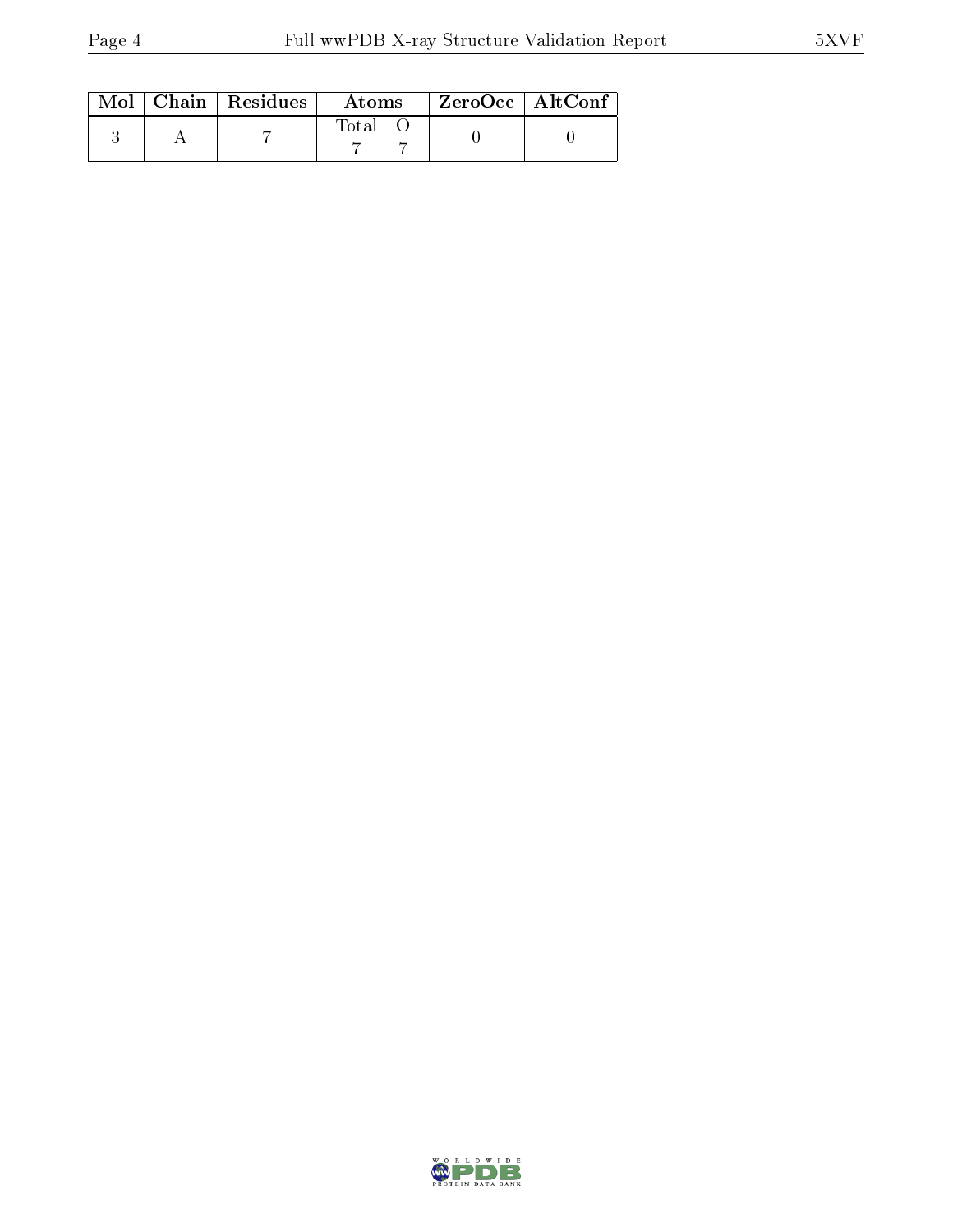| Mol | Chain | Residues | Atoms | | ZeroOcc | AltConf |
|---|---|---|---|---|---|---|
| | | | Total | O | | |
| 3 | A | 7 | 7 | 7 | 0 | 0 |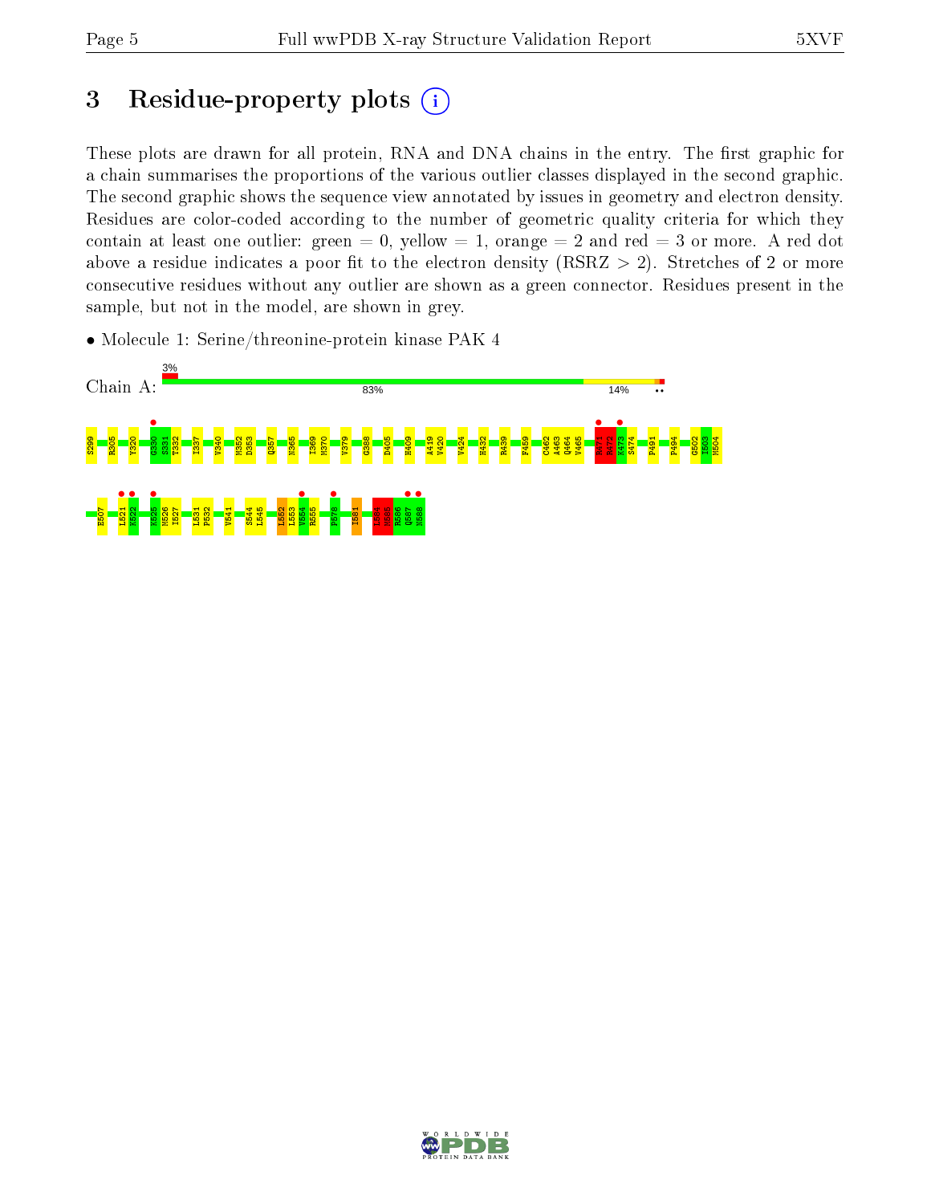# 3 Residue-property plots

These plots are drawn for all protein, RNA and DNA chains in the entry. The first graphic for a chain summarises the proportions of the various outlier classes displayed in the second graphic. The second graphic shows the sequence view annotated by issues in geometry and electron density. Residues are color-coded according to the number of geometric quality criteria for which they contain at least one outlier: green = 0, yellow = 1, orange = 2 and red = 3 or more. A red dot above a residue indicates a poor fit to the electron density (RSRZ > 2). Stretches of 2 or more consecutive residues without any outlier are shown as a green connector. Residues present in the sample, but not in the model, are shown in grey.

- Molecule 1: Serine/threonine-protein kinase PAK 4

Chain A: 3% | 83% | 14% | ••

S299 R315 Y320 G330 S331 T332 I337 V340 M352 D353 Q357 N365 I369 M370 V379 G388 D405 H409 A419 V420 V424 H432 R439 F459 C462 A463 Q464 V465 R471 M472 K473 S474 P491 P494 G502 I503 M504 E507 L521 K522 K525 M526 I527 L531 P532 V541 S544 L545 L552 L553 V554 R555 P578 I581 L584 M585 R586 Q587 N588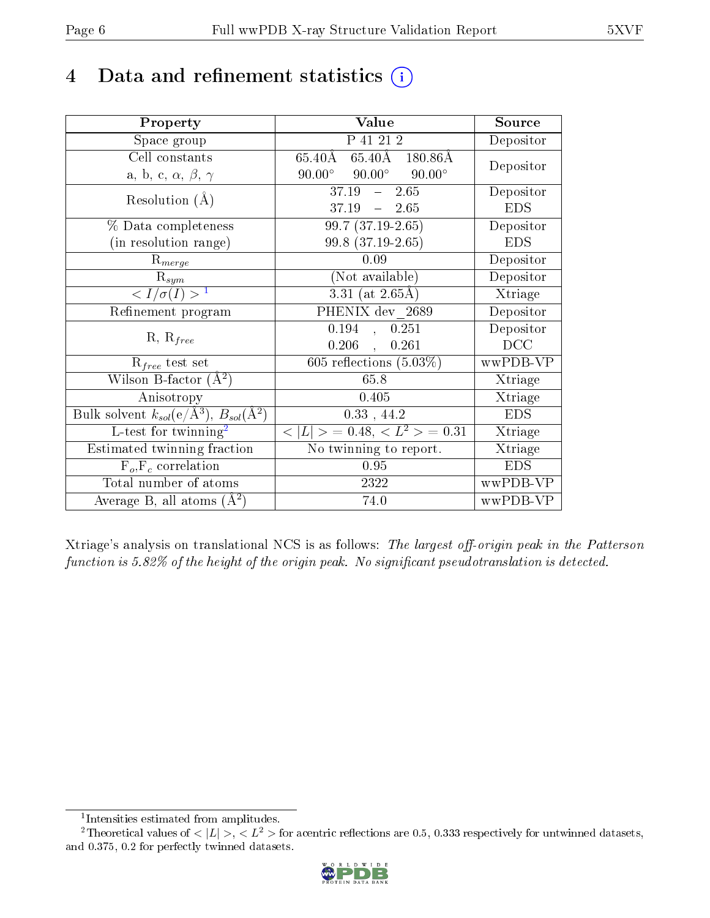# 4 Data and refinement statistics (i)

| Property | Value | Source |
|---|---|---|
| Space group | P 41 21 2 | Depositor |
| Cell constants<br>a, b, c, $\alpha$, $\beta$, $\gamma$ | 65.40Å 65.40Å 180.86Å<br>90.00° 90.00° 90.00° | Depositor |
| Resolution (Å) | 37.19 – 2.65<br>37.19 – 2.65 | Depositor<br>EDS |
| % Data completeness<br>(in resolution range) | 99.7 (37.19-2.65)<br>99.8 (37.19-2.65) | Depositor<br>EDS |
| $R_{merge}$ | 0.09 | Depositor |
| $R_{sym}$ | (Not available) | Depositor |
| $< I/\sigma(I) >$ [1] | 3.31 (at 2.65Å) | Xtriage |
| Refinement program | PHENIX dev_2689 | Depositor |
| R, $R_{free}$ | 0.194 , 0.251<br>0.206 , 0.261 | Depositor<br>DCC |
| $R_{free}$ test set | 605 reflections (5.03%) | wwPDB-VP |
| Wilson B-factor ($Å^2$) | 65.8 | Xtriage |
| Anisotropy | 0.405 | Xtriage |
| Bulk solvent $k_{sol}$(e/$Å^3$), $B_{sol}$($Å^2$) | 0.33 , 44.2 | EDS |
| L-test for twinning[2] | $< \|L\| >$ = 0.48, $< L^2 >$ = 0.31 | Xtriage |
| Estimated twinning fraction | No twinning to report. | Xtriage |
| $F_o$,$F_c$ correlation | 0.95 | EDS |
| Total number of atoms | 2322 | wwPDB-VP |
| Average B, all atoms ($Å^2$) | 74.0 | wwPDB-VP |

Xtriage's analysis on translational NCS is as follows: *The largest off-origin peak in the Patterson function is 5.82% of the height of the origin peak. No significant pseudotranslation is detected.*

[1] Intensities estimated from amplitudes.

[2] Theoretical values of $< |L| >$, $< L^2 >$ for acentric reflections are 0.5, 0.333 respectively for untwinned datasets, and 0.375, 0.2 for perfectly twinned datasets.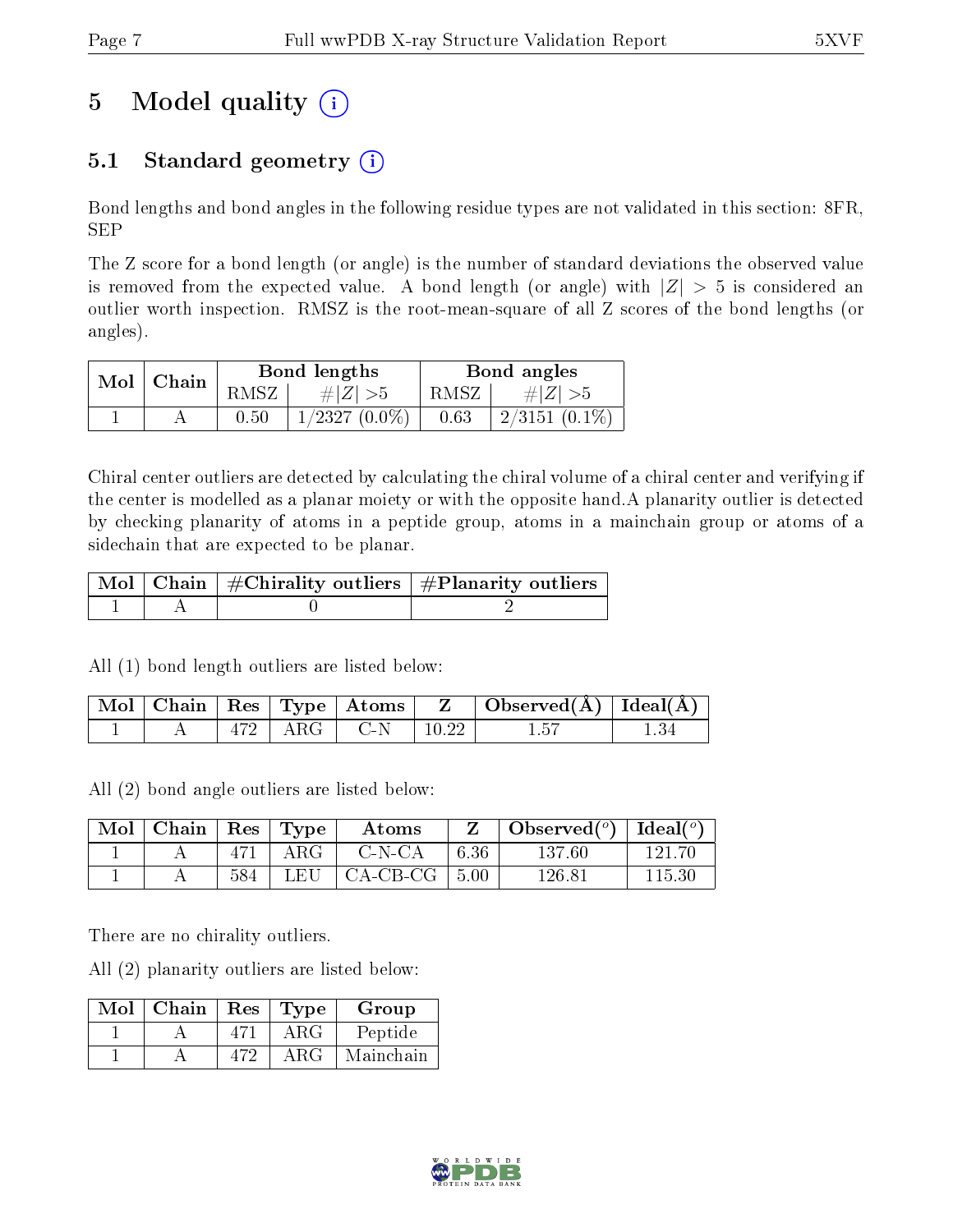# 5 Model quality

## 5.1 Standard geometry

Bond lengths and bond angles in the following residue types are not validated in this section: 8FR, SEP

The Z score for a bond length (or angle) is the number of standard deviations the observed value is removed from the expected value. A bond length (or angle) with $|Z| > 5$ is considered an outlier worth inspection. RMSZ is the root-mean-square of all Z scores of the bond lengths (or angles).

| Mol | Chain | Bond lengths | | Bond angles | |
|---|---|---|---|---|---|
| | | RMSZ | #$\|Z\|$ >5 | RMSZ | #$\|Z\|$ >5 |
| 1 | A | 0.50 | 1/2327 (0.0%) | 0.63 | 2/3151 (0.1%) |

Chiral center outliers are detected by calculating the chiral volume of a chiral center and verifying if the center is modelled as a planar moiety or with the opposite hand.A planarity outlier is detected by checking planarity of atoms in a peptide group, atoms in a mainchain group or atoms of a sidechain that are expected to be planar.

| Mol | Chain | #Chirality outliers | #Planarity outliers |
|---|---|---|---|
| 1 | A | 0 | 2 |

All (1) bond length outliers are listed below:

| Mol | Chain | Res | Type | Atoms | Z | Observed(Å) | Ideal(Å) |
|---|---|---|---|---|---|---|---|
| 1 | A | 472 | ARG | C-N | 10.22 | 1.57 | 1.34 |

All (2) bond angle outliers are listed below:

| Mol | Chain | Res | Type | Atoms | Z | Observed(°) | Ideal(°) |
|---|---|---|---|---|---|---|---|
| 1 | A | 471 | ARG | C-N-CA | 6.36 | 137.60 | 121.70 |
| 1 | A | 584 | LEU | CA-CB-CG | 5.00 | 126.81 | 115.30 |

There are no chirality outliers.

All (2) planarity outliers are listed below:

| Mol | Chain | Res | Type | Group |
|---|---|---|---|---|
| 1 | A | 471 | ARG | Peptide |
| 1 | A | 472 | ARG | Mainchain |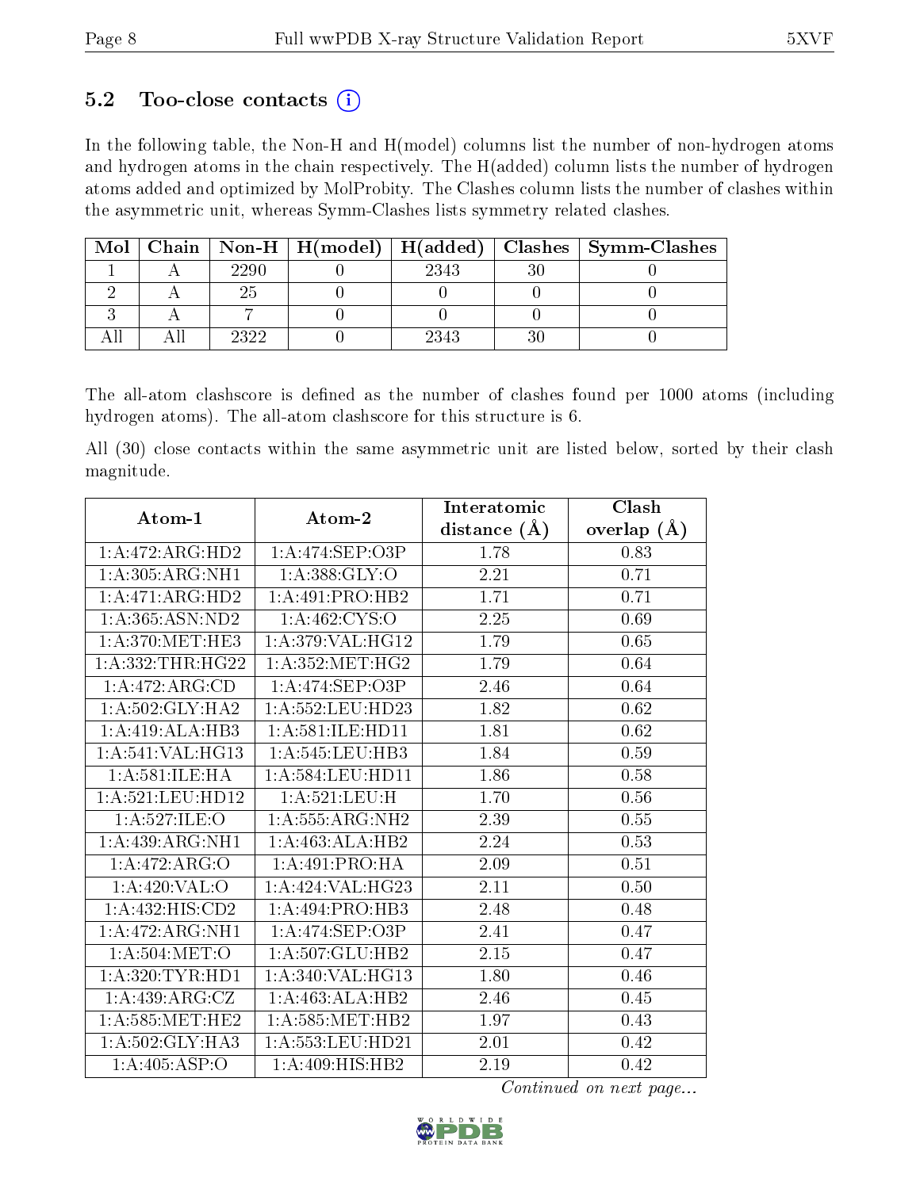### 5.2 Too-close contacts (i)

In the following table, the Non-H and H(model) columns list the number of non-hydrogen atoms and hydrogen atoms in the chain respectively. The H(added) column lists the number of hydrogen atoms added and optimized by MolProbity. The Clashes column lists the number of clashes within the asymmetric unit, whereas Symm-Clashes lists symmetry related clashes.

| Mol | Chain | Non-H | H(model) | H(added) | Clashes | Symm-Clashes |
|---|---|---|---|---|---|---|
| 1 | A | 2290 | 0 | 2343 | 30 | 0 |
| 2 | A | 25 | 0 | 0 | 0 | 0 |
| 3 | A | 7 | 0 | 0 | 0 | 0 |
| All | All | 2322 | 0 | 2343 | 30 | 0 |

The all-atom clashscore is defined as the number of clashes found per 1000 atoms (including hydrogen atoms). The all-atom clashscore for this structure is 6.

All (30) close contacts within the same asymmetric unit are listed below, sorted by their clash magnitude.

| Atom-1 | Atom-2 | Interatomic distance (Å) | Clash overlap (Å) |
|---|---|---|---|
| 1:A:472:ARG:HD2 | 1:A:474:SEP:O3P | 1.78 | 0.83 |
| 1:A:305:ARG:NH1 | 1:A:388:GLY:O | 2.21 | 0.71 |
| 1:A:471:ARG:HD2 | 1:A:491:PRO:HB2 | 1.71 | 0.71 |
| 1:A:365:ASN:ND2 | 1:A:462:CYS:O | 2.25 | 0.69 |
| 1:A:370:MET:HE3 | 1:A:379:VAL:HG12 | 1.79 | 0.65 |
| 1:A:332:THR:HG22 | 1:A:352:MET:HG2 | 1.79 | 0.64 |
| 1:A:472:ARG:CD | 1:A:474:SEP:O3P | 2.46 | 0.64 |
| 1:A:502:GLY:HA2 | 1:A:552:LEU:HD23 | 1.82 | 0.62 |
| 1:A:419:ALA:HB3 | 1:A:581:ILE:HD11 | 1.81 | 0.62 |
| 1:A:541:VAL:HG13 | 1:A:545:LEU:HB3 | 1.84 | 0.59 |
| 1:A:581:ILE:HA | 1:A:584:LEU:HD11 | 1.86 | 0.58 |
| 1:A:521:LEU:HD12 | 1:A:521:LEU:H | 1.70 | 0.56 |
| 1:A:527:ILE:O | 1:A:555:ARG:NH2 | 2.39 | 0.55 |
| 1:A:439:ARG:NH1 | 1:A:463:ALA:HB2 | 2.24 | 0.53 |
| 1:A:472:ARG:O | 1:A:491:PRO:HA | 2.09 | 0.51 |
| 1:A:420:VAL:O | 1:A:424:VAL:HG23 | 2.11 | 0.50 |
| 1:A:432:HIS:CD2 | 1:A:494:PRO:HB3 | 2.48 | 0.48 |
| 1:A:472:ARG:NH1 | 1:A:474:SEP:O3P | 2.41 | 0.47 |
| 1:A:504:MET:O | 1:A:507:GLU:HB2 | 2.15 | 0.47 |
| 1:A:320:TYR:HD1 | 1:A:340:VAL:HG13 | 1.80 | 0.46 |
| 1:A:439:ARG:CZ | 1:A:463:ALA:HB2 | 2.46 | 0.45 |
| 1:A:585:MET:HE2 | 1:A:585:MET:HB2 | 1.97 | 0.43 |
| 1:A:502:GLY:HA3 | 1:A:553:LEU:HD21 | 2.01 | 0.42 |
| 1:A:405:ASP:O | 1:A:409:HIS:HB2 | 2.19 | 0.42 |

*Continued on next page...*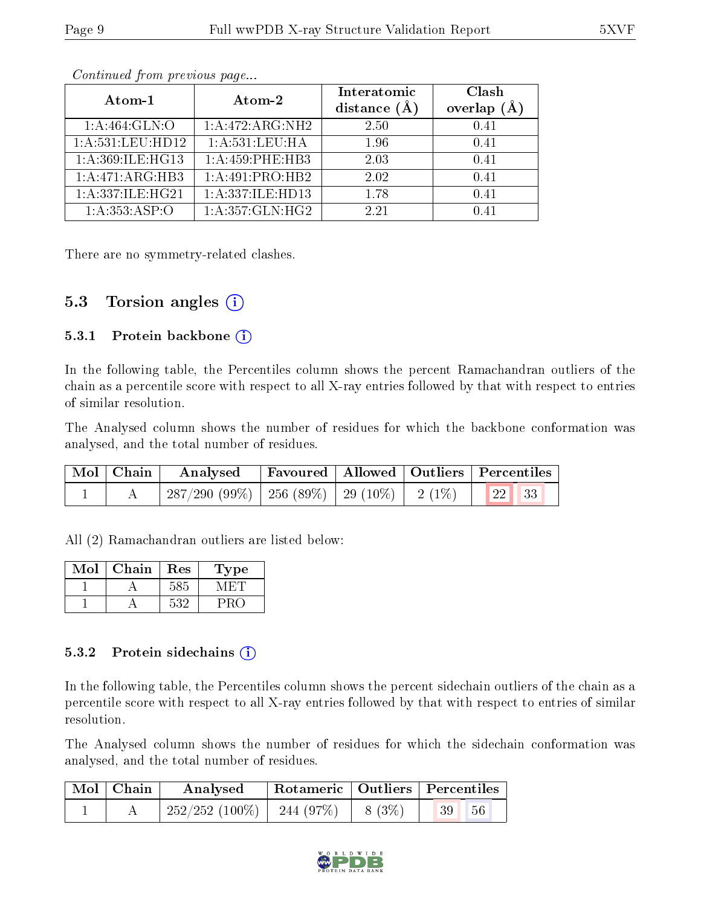*Continued from previous page...*

| Atom-1 | Atom-2 | Interatomic distance (Å) | Clash overlap (Å) |
|---|---|---|---|
| 1:A:464:GLN:O | 1:A:472:ARG:NH2 | 2.50 | 0.41 |
| 1:A:531:LEU:HD12 | 1:A:531:LEU:HA | 1.96 | 0.41 |
| 1:A:369:ILE:HG13 | 1:A:459:PHE:HB3 | 2.03 | 0.41 |
| 1:A:471:ARG:HB3 | 1:A:491:PRO:HB2 | 2.02 | 0.41 |
| 1:A:337:ILE:HG21 | 1:A:337:ILE:HD13 | 1.78 | 0.41 |
| 1:A:353:ASP:O | 1:A:357:GLN:HG2 | 2.21 | 0.41 |

There are no symmetry-related clashes.

## 5.3 Torsion angles

### 5.3.1 Protein backbone

In the following table, the Percentiles column shows the percent Ramachandran outliers of the chain as a percentile score with respect to all X-ray entries followed by that with respect to entries of similar resolution.

The Analysed column shows the number of residues for which the backbone conformation was analysed, and the total number of residues.

| Mol | Chain | Analysed | Favoured | Allowed | Outliers | Percentiles |
|---|---|---|---|---|---|---|
| 1 | A | 287/290 (99%) | 256 (89%) | 29 (10%) | 2 (1%) | 22 33 |

All (2) Ramachandran outliers are listed below:

| Mol | Chain | Res | Type |
|---|---|---|---|
| 1 | A | 585 | MET |
| 1 | A | 532 | PRO |

### 5.3.2 Protein sidechains

In the following table, the Percentiles column shows the percent sidechain outliers of the chain as a percentile score with respect to all X-ray entries followed by that with respect to entries of similar resolution.

The Analysed column shows the number of residues for which the sidechain conformation was analysed, and the total number of residues.

| Mol | Chain | Analysed | Rotameric | Outliers | Percentiles |
|---|---|---|---|---|---|
| 1 | A | 252/252 (100%) | 244 (97%) | 8 (3%) | 39 56 |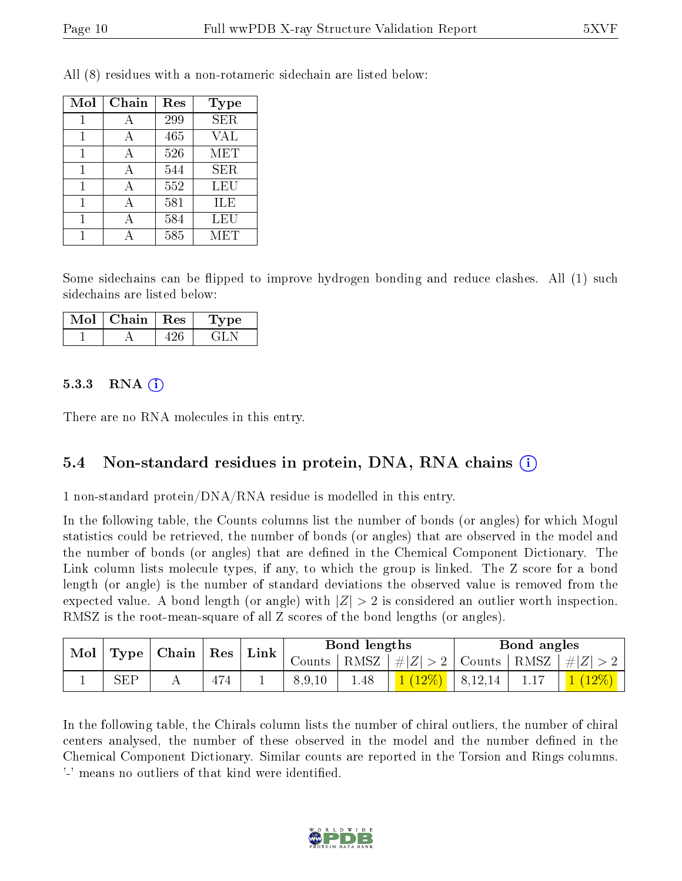All (8) residues with a non-rotameric sidechain are listed below:

| Mol | Chain | Res | Type |
|---|---|---|---|
| 1 | A | 299 | SER |
| 1 | A | 465 | VAL |
| 1 | A | 526 | MET |
| 1 | A | 544 | SER |
| 1 | A | 552 | LEU |
| 1 | A | 581 | ILE |
| 1 | A | 584 | LEU |
| 1 | A | 585 | MET |

Some sidechains can be flipped to improve hydrogen bonding and reduce clashes. All (1) such sidechains are listed below:

| Mol | Chain | Res | Type |
|---|---|---|---|
| 1 | A | 426 | GLN |

### 5.3.3 RNA (i)

There are no RNA molecules in this entry.

## 5.4 Non-standard residues in protein, DNA, RNA chains (i)

1 non-standard protein/DNA/RNA residue is modelled in this entry.

In the following table, the Counts columns list the number of bonds (or angles) for which Mogul statistics could be retrieved, the number of bonds (or angles) that are observed in the model and the number of bonds (or angles) that are defined in the Chemical Component Dictionary. The Link column lists molecule types, if any, to which the group is linked. The Z score for a bond length (or angle) is the number of standard deviations the observed value is removed from the expected value. A bond length (or angle) with $|Z| > 2$ is considered an outlier worth inspection. RMSZ is the root-mean-square of all Z scores of the bond lengths (or angles).

| Mol | Type | Chain | Res | Link | Bond lengths | | | Bond angles | | |
|---|---|---|---|---|---|---|---|---|---|---|
| | | | | | Counts | RMSZ | $\#\|Z\|>2$ | Counts | RMSZ | $\#\|Z\|>2$ |
| 1 | SEP | A | 474 | 1 | 8,9,10 | 1.48 | 1 (12%) | 8,12,14 | 1.17 | 1 (12%) |

In the following table, the Chirals column lists the number of chiral outliers, the number of chiral centers analysed, the number of these observed in the model and the number defined in the Chemical Component Dictionary. Similar counts are reported in the Torsion and Rings columns. '-' means no outliers of that kind were identified.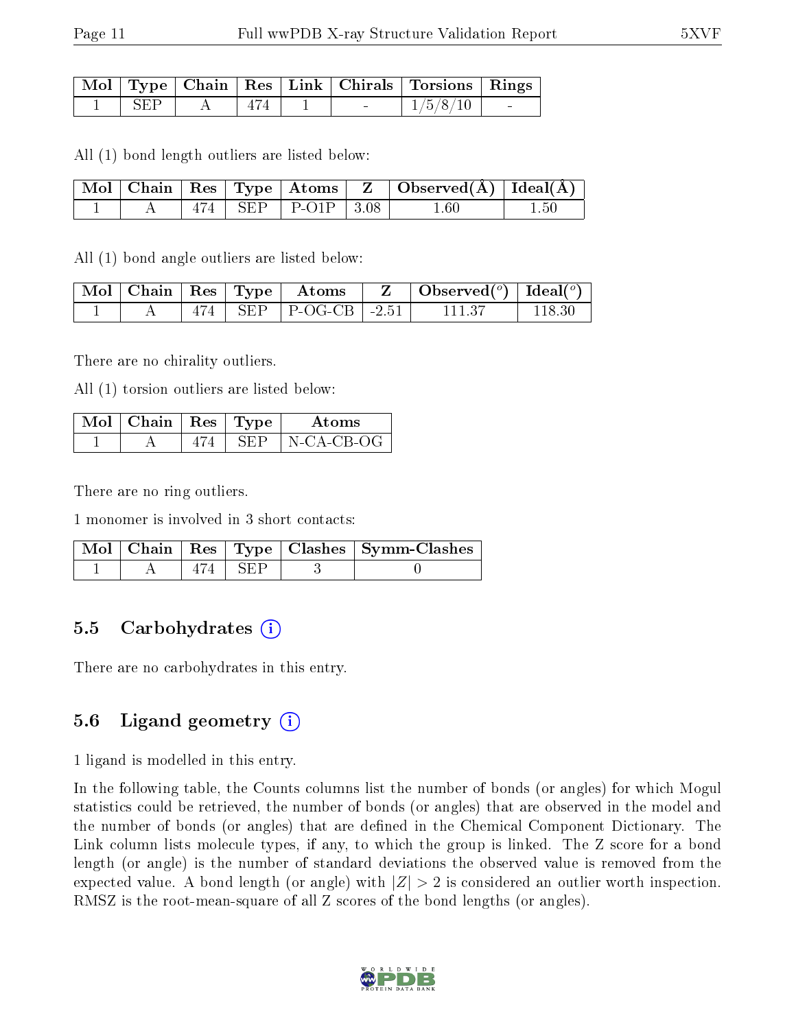| Mol | Type | Chain | Res | Link | Chirals | Torsions | Rings |
|---|---|---|---|---|---|---|---|
| 1 | SEP | A | 474 | 1 | - | 1/5/8/10 | - |

All (1) bond length outliers are listed below:

| Mol | Chain | Res | Type | Atoms | Z | Observed(Å) | Ideal(Å) |
|---|---|---|---|---|---|---|---|
| 1 | A | 474 | SEP | P-O1P | 3.08 | 1.60 | 1.50 |

All (1) bond angle outliers are listed below:

| Mol | Chain | Res | Type | Atoms | Z | Observed(°) | Ideal(°) |
|---|---|---|---|---|---|---|---|
| 1 | A | 474 | SEP | P-OG-CB | -2.51 | 111.37 | 118.30 |

There are no chirality outliers.

All (1) torsion outliers are listed below:

| Mol | Chain | Res | Type | Atoms |
|---|---|---|---|---|
| 1 | A | 474 | SEP | N-CA-CB-OG |

There are no ring outliers.

1 monomer is involved in 3 short contacts:

| Mol | Chain | Res | Type | Clashes | Symm-Clashes |
|---|---|---|---|---|---|
| 1 | A | 474 | SEP | 3 | 0 |

## 5.5 Carbohydrates

There are no carbohydrates in this entry.

## 5.6 Ligand geometry

1 ligand is modelled in this entry.

In the following table, the Counts columns list the number of bonds (or angles) for which Mogul statistics could be retrieved, the number of bonds (or angles) that are observed in the model and the number of bonds (or angles) that are defined in the Chemical Component Dictionary. The Link column lists molecule types, if any, to which the group is linked. The Z score for a bond length (or angle) is the number of standard deviations the observed value is removed from the expected value. A bond length (or angle) with $|Z| > 2$ is considered an outlier worth inspection. RMSZ is the root-mean-square of all Z scores of the bond lengths (or angles).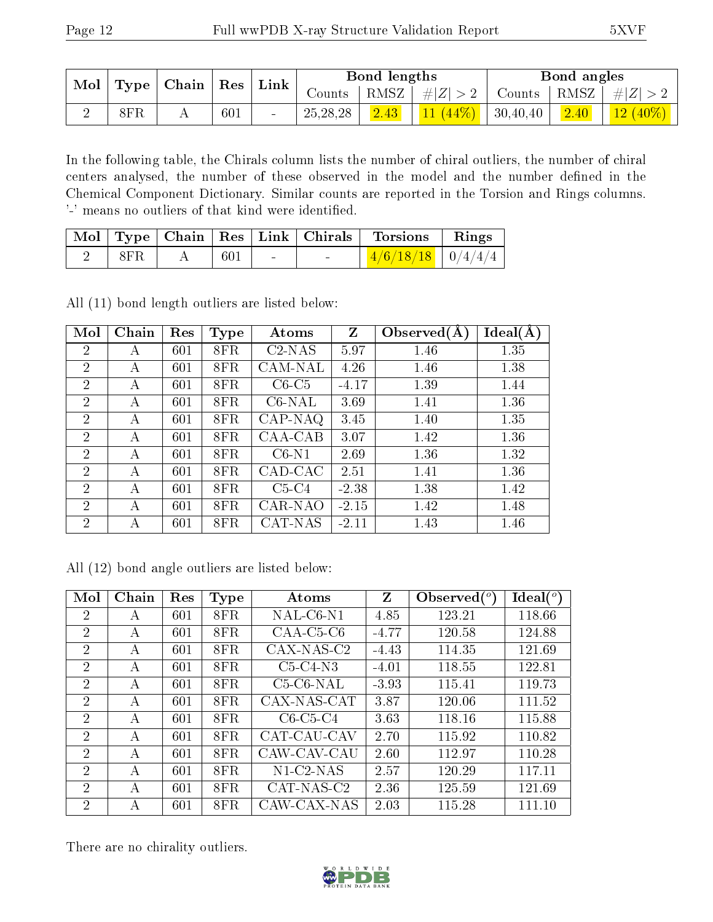| Mol | Type | Chain | Res | Link | Bond lengths | | | Bond angles | | |
|---|---|---|---|---|---|---|---|---|---|---|
| | | | | | Counts | RMSZ | $\#\|Z\| > 2$ | Counts | RMSZ | $\#\|Z\| > 2$ |
| 2 | 8FR | A | 601 | - | 25,28,28 | 2.43 | 11 (44%) | 30,40,40 | 2.40 | 12 (40%) |

In the following table, the Chirals column lists the number of chiral outliers, the number of chiral centers analysed, the number of these observed in the model and the number defined in the Chemical Component Dictionary. Similar counts are reported in the Torsion and Rings columns. '-' means no outliers of that kind were identified.

| Mol | Type | Chain | Res | Link | Chirals | Torsions | Rings |
|---|---|---|---|---|---|---|---|
| 2 | 8FR | A | 601 | - | - | 4/6/18/18 | 0/4/4/4 |

All (11) bond length outliers are listed below:

| Mol | Chain | Res | Type | Atoms | Z | Observed(Å) | Ideal(Å) |
|---|---|---|---|---|---|---|---|
| 2 | A | 601 | 8FR | C2-NAS | 5.97 | 1.46 | 1.35 |
| 2 | A | 601 | 8FR | CAM-NAL | 4.26 | 1.46 | 1.38 |
| 2 | A | 601 | 8FR | C6-C5 | -4.17 | 1.39 | 1.44 |
| 2 | A | 601 | 8FR | C6-NAL | 3.69 | 1.41 | 1.36 |
| 2 | A | 601 | 8FR | CAP-NAQ | 3.45 | 1.40 | 1.35 |
| 2 | A | 601 | 8FR | CAA-CAB | 3.07 | 1.42 | 1.36 |
| 2 | A | 601 | 8FR | C6-N1 | 2.69 | 1.36 | 1.32 |
| 2 | A | 601 | 8FR | CAD-CAC | 2.51 | 1.41 | 1.36 |
| 2 | A | 601 | 8FR | C5-C4 | -2.38 | 1.38 | 1.42 |
| 2 | A | 601 | 8FR | CAR-NAO | -2.15 | 1.42 | 1.48 |
| 2 | A | 601 | 8FR | CAT-NAS | -2.11 | 1.43 | 1.46 |

All (12) bond angle outliers are listed below:

| Mol | Chain | Res | Type | Atoms | Z | Observed(°) | Ideal(°) |
|---|---|---|---|---|---|---|---|
| 2 | A | 601 | 8FR | NAL-C6-N1 | 4.85 | 123.21 | 118.66 |
| 2 | A | 601 | 8FR | CAA-C5-C6 | -4.77 | 120.58 | 124.88 |
| 2 | A | 601 | 8FR | CAX-NAS-C2 | -4.43 | 114.35 | 121.69 |
| 2 | A | 601 | 8FR | C5-C4-N3 | -4.01 | 118.55 | 122.81 |
| 2 | A | 601 | 8FR | C5-C6-NAL | -3.93 | 115.41 | 119.73 |
| 2 | A | 601 | 8FR | CAX-NAS-CAT | 3.87 | 120.06 | 111.52 |
| 2 | A | 601 | 8FR | C6-C5-C4 | 3.63 | 118.16 | 115.88 |
| 2 | A | 601 | 8FR | CAT-CAU-CAV | 2.70 | 115.92 | 110.82 |
| 2 | A | 601 | 8FR | CAW-CAV-CAU | 2.60 | 112.97 | 110.28 |
| 2 | A | 601 | 8FR | N1-C2-NAS | 2.57 | 120.29 | 117.11 |
| 2 | A | 601 | 8FR | CAT-NAS-C2 | 2.36 | 125.59 | 121.69 |
| 2 | A | 601 | 8FR | CAW-CAX-NAS | 2.03 | 115.28 | 111.10 |

There are no chirality outliers.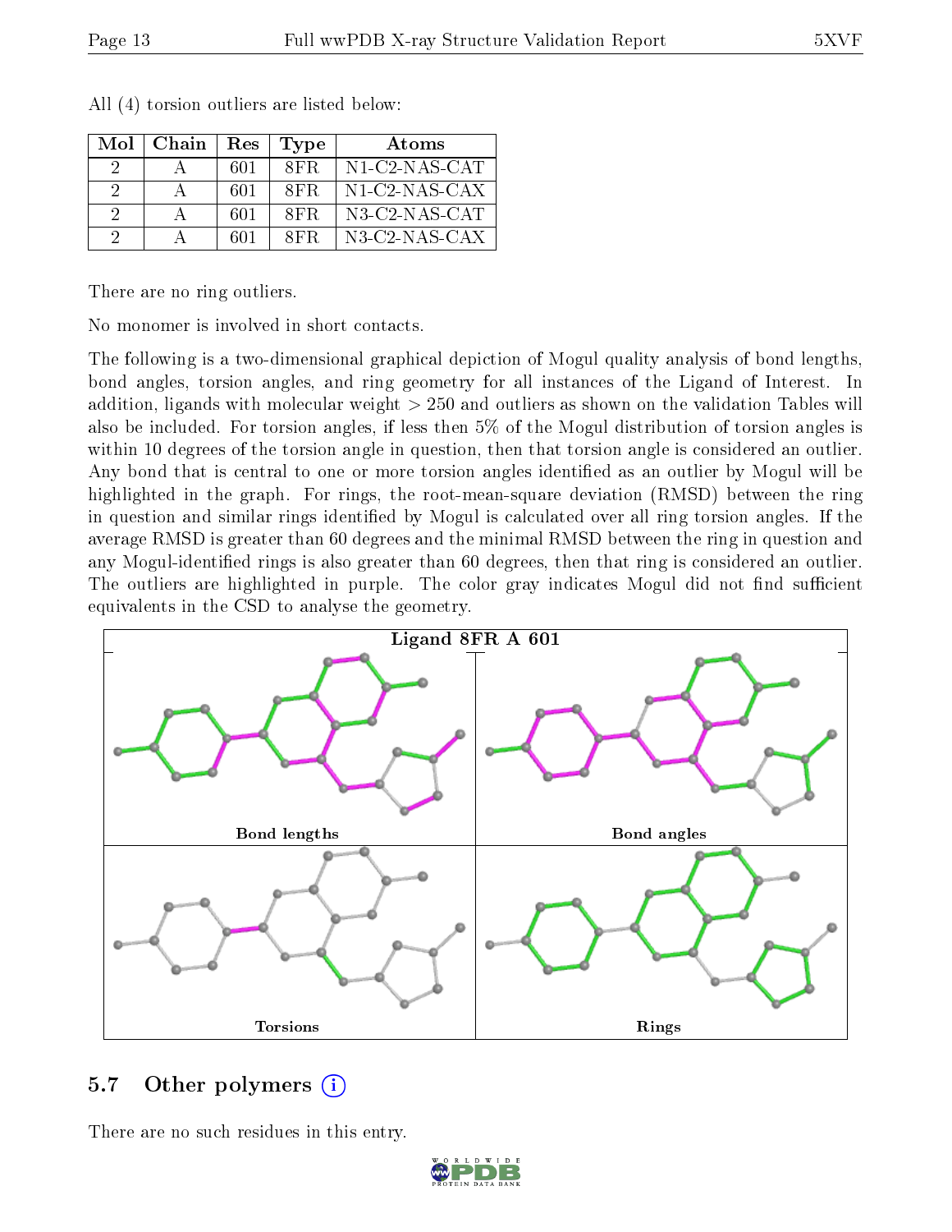All (4) torsion outliers are listed below:

| Mol | Chain | Res | Type | Atoms |
|---|---|---|---|---|
| 2 | A | 601 | 8FR | N1-C2-NAS-CAT |
| 2 | A | 601 | 8FR | N1-C2-NAS-CAX |
| 2 | A | 601 | 8FR | N3-C2-NAS-CAT |
| 2 | A | 601 | 8FR | N3-C2-NAS-CAX |

There are no ring outliers.

No monomer is involved in short contacts.

The following is a two-dimensional graphical depiction of Mogul quality analysis of bond lengths, bond angles, torsion angles, and ring geometry for all instances of the Ligand of Interest. In addition, ligands with molecular weight > 250 and outliers as shown on the validation Tables will also be included. For torsion angles, if less then 5% of the Mogul distribution of torsion angles is within 10 degrees of the torsion angle in question, then that torsion angle is considered an outlier. Any bond that is central to one or more torsion angles identified as an outlier by Mogul will be highlighted in the graph. For rings, the root-mean-square deviation (RMSD) between the ring in question and similar rings identified by Mogul is calculated over all ring torsion angles. If the average RMSD is greater than 60 degrees and the minimal RMSD between the ring in question and any Mogul-identified rings is also greater than 60 degrees, then that ring is considered an outlier. The outliers are highlighted in purple. The color gray indicates Mogul did not find sufficient equivalents in the CSD to analyse the geometry.

Ligand 8FR A 601

Bond lengths

Bond angles

Torsions

Rings

## 5.7 Other polymers

There are no such residues in this entry.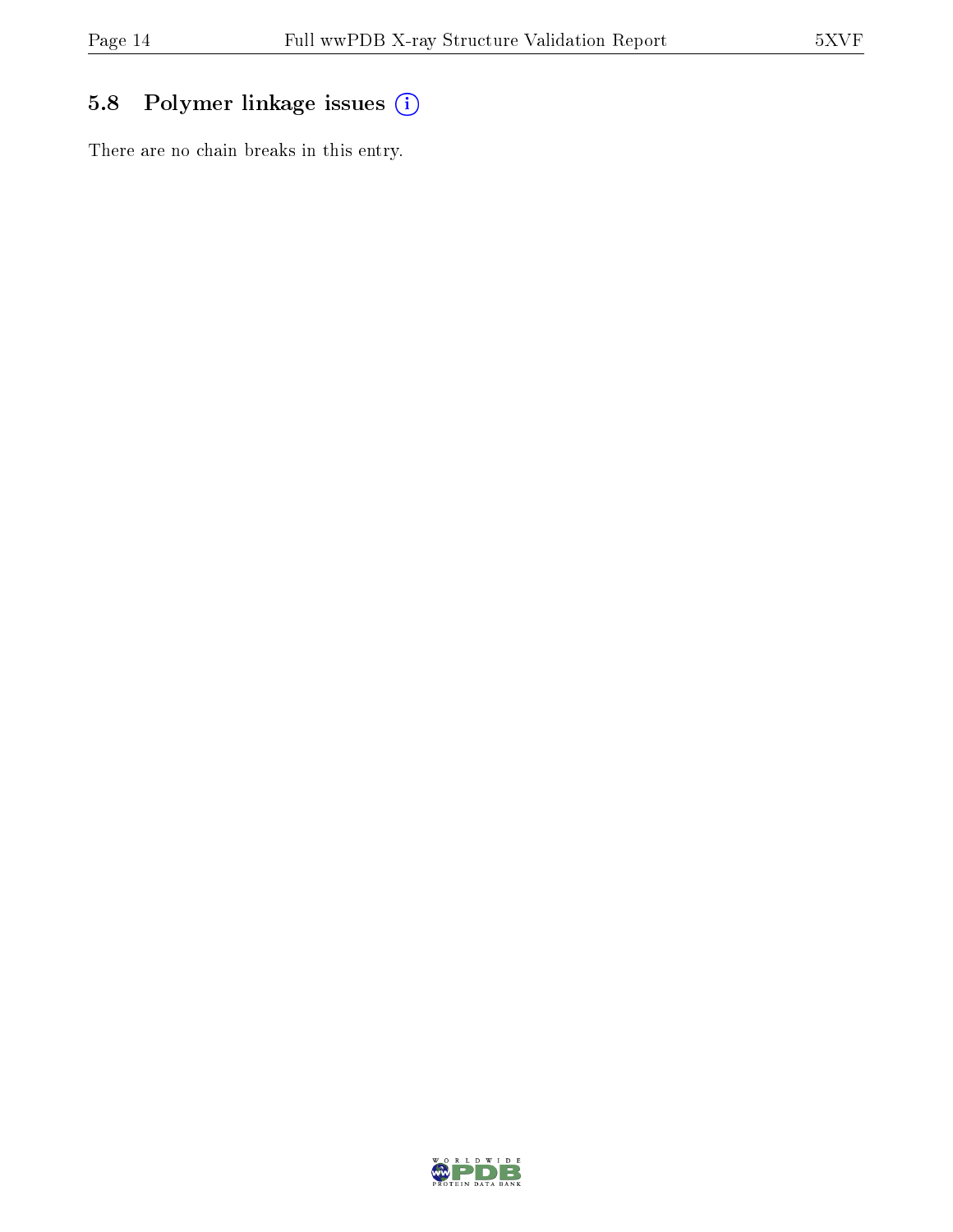## 5.8 Polymer linkage issues

There are no chain breaks in this entry.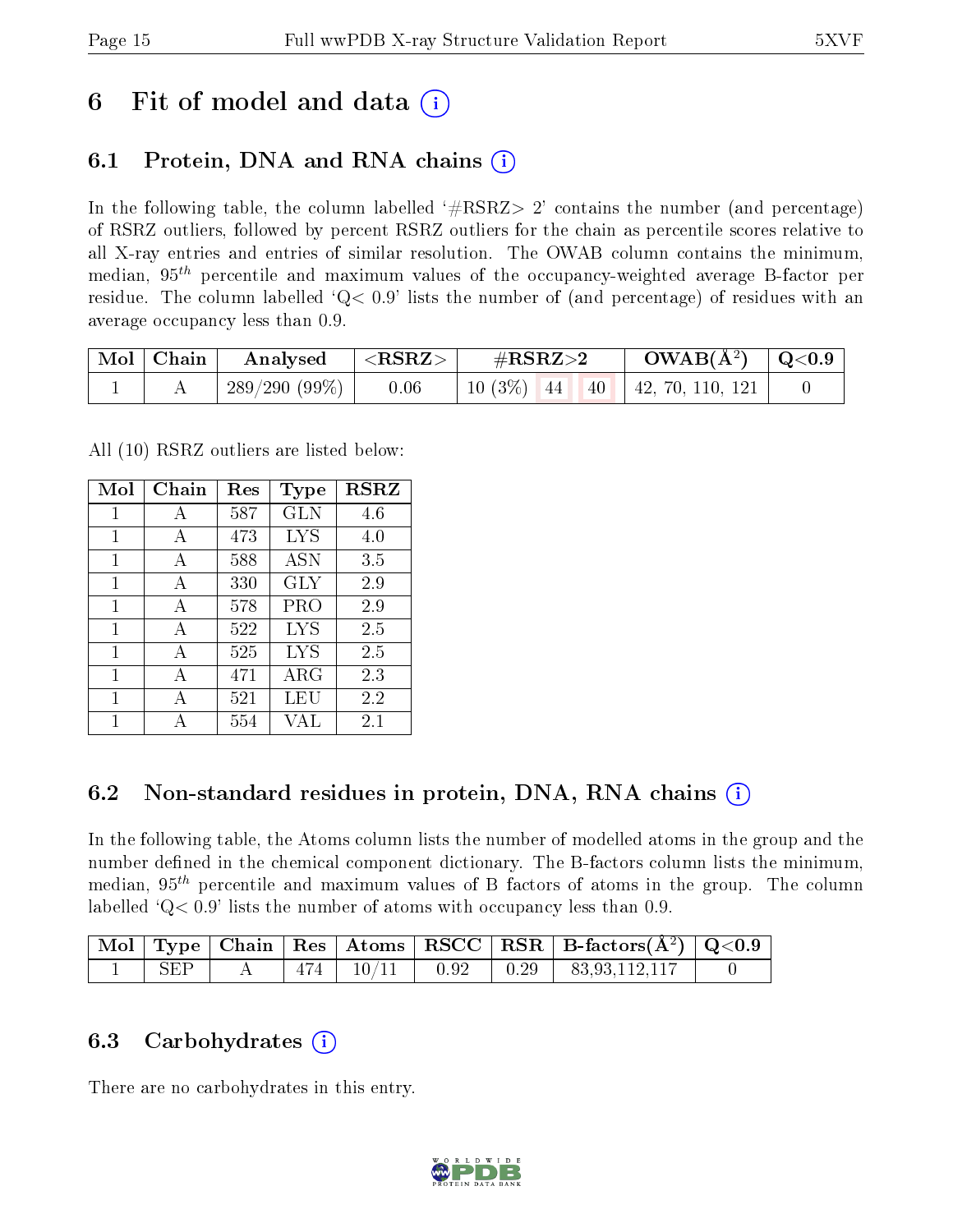# 6 Fit of model and data

## 6.1 Protein, DNA and RNA chains

In the following table, the column labelled '#RSRZ> 2' contains the number (and percentage) of RSRZ outliers, followed by percent RSRZ outliers for the chain as percentile scores relative to all X-ray entries and entries of similar resolution. The OWAB column contains the minimum, median, $95^{th}$ percentile and maximum values of the occupancy-weighted average B-factor per residue. The column labelled 'Q< 0.9' lists the number of (and percentage) of residues with an average occupancy less than 0.9.

| Mol | Chain | Analysed | <RSRZ> | #RSRZ>2 | | | OWAB(Å$^2$) | Q<0.9 |
|---|---|---|---|---|---|---|---|---|
| 1 | A | 289/290 (99%) | 0.06 | 10 (3%) | 44 | 40 | 42, 70, 110, 121 | 0 |

All (10) RSRZ outliers are listed below:

| Mol | Chain | Res | Type | RSRZ |
|---|---|---|---|---|
| 1 | A | 587 | GLN | 4.6 |
| 1 | A | 473 | LYS | 4.0 |
| 1 | A | 588 | ASN | 3.5 |
| 1 | A | 330 | GLY | 2.9 |
| 1 | A | 578 | PRO | 2.9 |
| 1 | A | 522 | LYS | 2.5 |
| 1 | A | 525 | LYS | 2.5 |
| 1 | A | 471 | ARG | 2.3 |
| 1 | A | 521 | LEU | 2.2 |
| 1 | A | 554 | VAL | 2.1 |

## 6.2 Non-standard residues in protein, DNA, RNA chains

In the following table, the Atoms column lists the number of modelled atoms in the group and the number defined in the chemical component dictionary. The B-factors column lists the minimum, median, $95^{th}$ percentile and maximum values of B factors of atoms in the group. The column labelled 'Q< 0.9' lists the number of atoms with occupancy less than 0.9.

| Mol | Type | Chain | Res | Atoms | RSCC | RSR | B-factors(Å$^2$) | Q<0.9 |
|---|---|---|---|---|---|---|---|---|
| 1 | SEP | A | 474 | 10/11 | 0.92 | 0.29 | 83,93,112,117 | 0 |

## 6.3 Carbohydrates

There are no carbohydrates in this entry.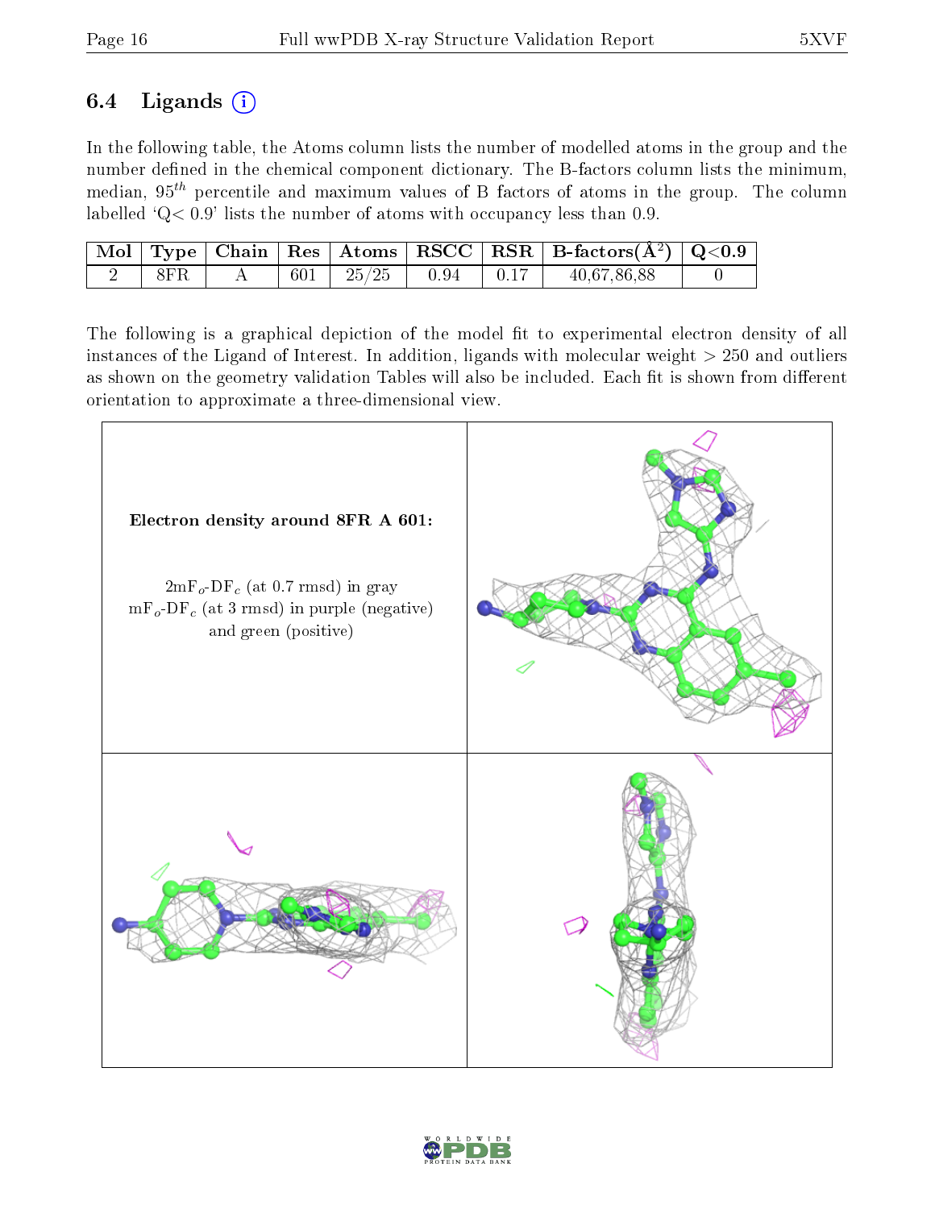## 6.4 Ligands (i)

In the following table, the Atoms column lists the number of modelled atoms in the group and the number defined in the chemical component dictionary. The B-factors column lists the minimum, median, $95^{th}$ percentile and maximum values of B factors of atoms in the group. The column labelled 'Q< 0.9' lists the number of atoms with occupancy less than 0.9.

| Mol | Type | Chain | Res | Atoms | RSCC | RSR | B-factors($Å^2$) | Q<0.9 |
|---|---|---|---|---|---|---|---|---|
| 2 | 8FR | A | 601 | 25/25 | 0.94 | 0.17 | 40,67,86,88 | 0 |

The following is a graphical depiction of the model fit to experimental electron density of all instances of the Ligand of Interest. In addition, ligands with molecular weight > 250 and outliers as shown on the geometry validation Tables will also be included. Each fit is shown from different orientation to approximate a three-dimensional view.

**Electron density around 8FR A 601:**

$2mF_o$-$DF_c$ (at 0.7 rmsd) in gray
$mF_o$-$DF_c$ (at 3 rmsd) in purple (negative) and green (positive)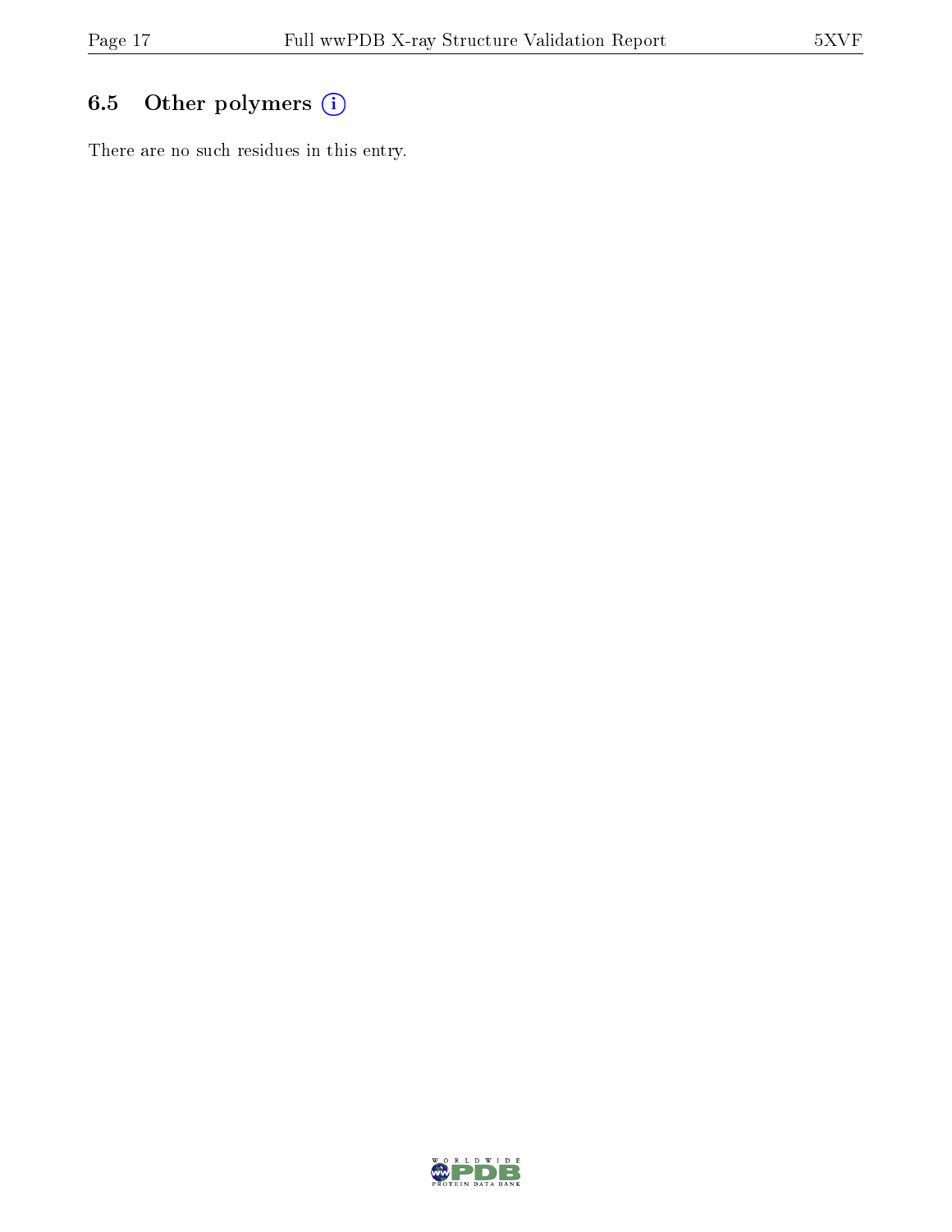## 6.5 Other polymers

There are no such residues in this entry.